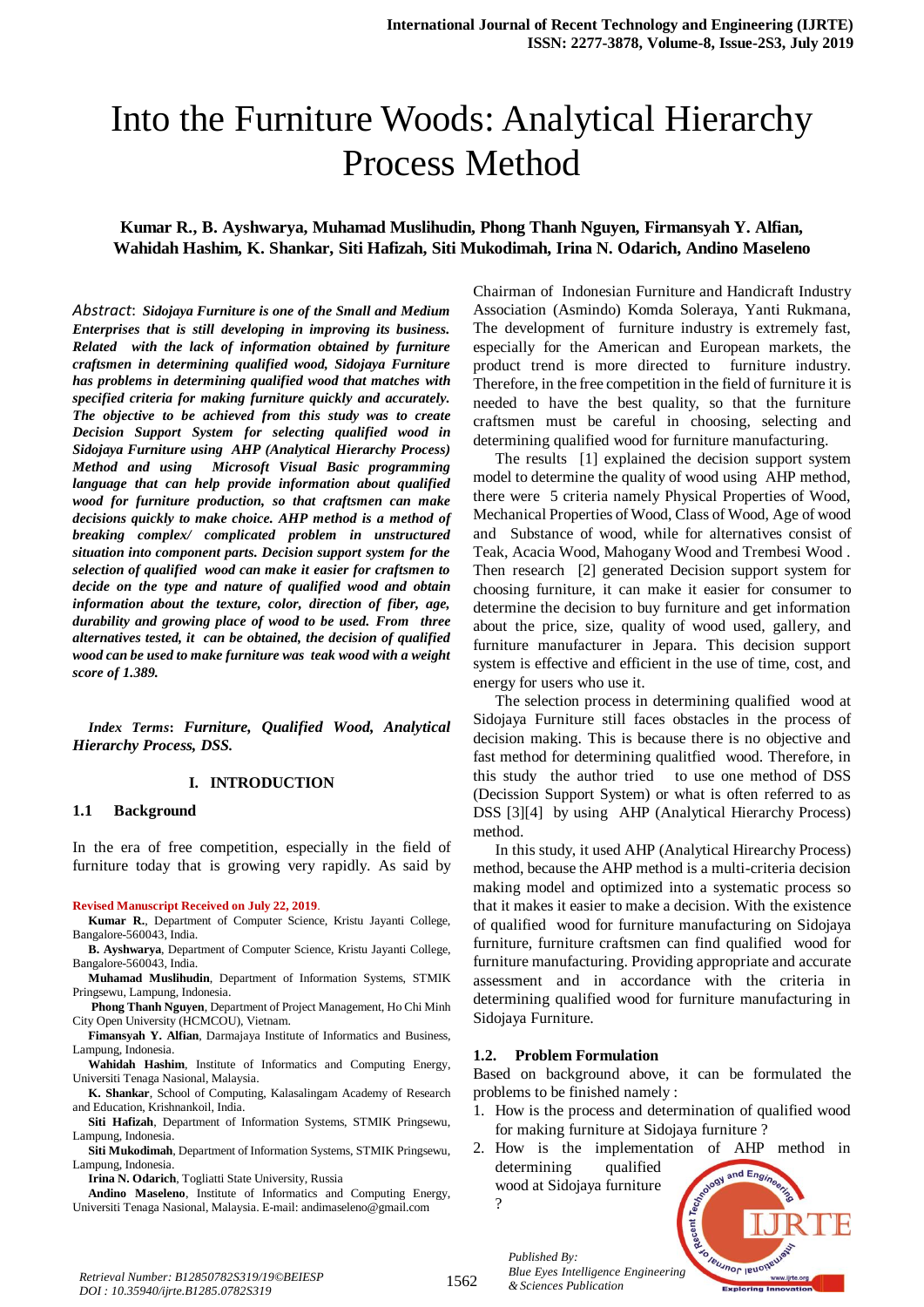# Into the Furniture Woods: Analytical Hierarchy Process Method

**Kumar R., B. Ayshwarya, Muhamad Muslihudin, Phong Thanh Nguyen, Firmansyah Y. Alfian, Wahidah Hashim, K. Shankar, Siti Hafizah, Siti Mukodimah, Irina N. Odarich, Andino Maseleno**

*Abstract*: ***Sidojaya Furniture is one of the Small and Medium Enterprises that is still developing in improving its business. Related with the lack of information obtained by furniture craftsmen in determining qualified wood, Sidojaya Furniture has problems in determining qualified wood that matches with specified criteria for making furniture quickly and accurately. The objective to be achieved from this study was to create Decision Support System for selecting qualified wood in Sidojaya Furniture using AHP (Analytical Hierarchy Process) Method and using Microsoft Visual Basic programming language that can help provide information about qualified wood for furniture production, so that craftsmen can make decisions quickly to make choice. AHP method is a method of breaking complex/ complicated problem in unstructured situation into component parts. Decision support system for the selection of qualified wood can make it easier for craftsmen to decide on the type and nature of qualified wood and obtain information about the texture, color, direction of fiber, age, durability and growing place of wood to be used. From three alternatives tested, it can be obtained, the decision of qualified wood can be used to make furniture was teak wood with a weight score of 1.389.***

***Index Terms*: *Furniture, Qualified Wood, Analytical Hierarchy Process, DSS.***

## I. INTRODUCTION

### 1.1 Background

In the era of free competition, especially in the field of furniture today that is growing very rapidly. As said by Chairman of Indonesian Furniture and Handicraft Industry Association (Asmindo) Komda Soleraya, Yanti Rukmana, The development of furniture industry is extremely fast, especially for the American and European markets, the product trend is more directed to furniture industry. Therefore, in the free competition in the field of furniture it is needed to have the best quality, so that the furniture craftsmen must be careful in choosing, selecting and determining qualified wood for furniture manufacturing.

The results [1] explained the decision support system model to determine the quality of wood using AHP method, there were 5 criteria namely Physical Properties of Wood, Mechanical Properties of Wood, Class of Wood, Age of wood and Substance of wood, while for alternatives consist of Teak, Acacia Wood, Mahogany Wood and Trembesi Wood . Then research [2] generated Decision support system for choosing furniture, it can make it easier for consumer to determine the decision to buy furniture and get information about the price, size, quality of wood used, gallery, and furniture manufacturer in Jepara. This decision support system is effective and efficient in the use of time, cost, and energy for users who use it.

The selection process in determining qualified wood at Sidojaya Furniture still faces obstacles in the process of decision making. This is because there is no objective and fast method for determining qualitfied wood. Therefore, in this study the author tried to use one method of DSS (Decission Support System) or what is often referred to as DSS [3][4] by using AHP (Analytical Hierarchy Process) method.

In this study, it used AHP (Analytical Hirearchy Process) method, because the AHP method is a multi-criteria decision making model and optimized into a systematic process so that it makes it easier to make a decision. With the existence of qualified wood for furniture manufacturing on Sidojaya furniture, furniture craftsmen can find qualified wood for furniture manufacturing. Providing appropriate and accurate assessment and in accordance with the criteria in determining qualified wood for furniture manufacturing in Sidojaya Furniture.

### 1.2. Problem Formulation

Based on background above, it can be formulated the problems to be finished namely :

1. How is the process and determination of qualified wood for making furniture at Sidojaya furniture ?
2. How is the implementation of AHP method in determining qualified wood at Sidojaya furniture ?

Revised Manuscript Received on July 22, 2019.

**Kumar R.**, Department of Computer Science, Kristu Jayanti College, Bangalore-560043, India.

**B. Ayshwarya**, Department of Computer Science, Kristu Jayanti College, Bangalore-560043, India.

**Muhamad Muslihudin**, Department of Information Systems, STMIK Pringsewu, Lampung, Indonesia.

**Phong Thanh Nguyen**, Department of Project Management, Ho Chi Minh City Open University (HCMCOU), Vietnam.

**Fimansyah Y. Alfian**, Darmajaya Institute of Informatics and Business, Lampung, Indonesia.

**Wahidah Hashim**, Institute of Informatics and Computing Energy, Universiti Tenaga Nasional, Malaysia.

**K. Shankar**, School of Computing, Kalasalingam Academy of Research and Education, Krishnankoil, India.

**Siti Hafizah**, Department of Information Systems, STMIK Pringsewu, Lampung, Indonesia.

**Siti Mukodimah**, Department of Information Systems, STMIK Pringsewu, Lampung, Indonesia.

**Irina N. Odarich**, Togliatti State University, Russia

**Andino Maseleno**, Institute of Informatics and Computing Energy, Universiti Tenaga Nasional, Malaysia. E-mail: andimaseleno@gmail.com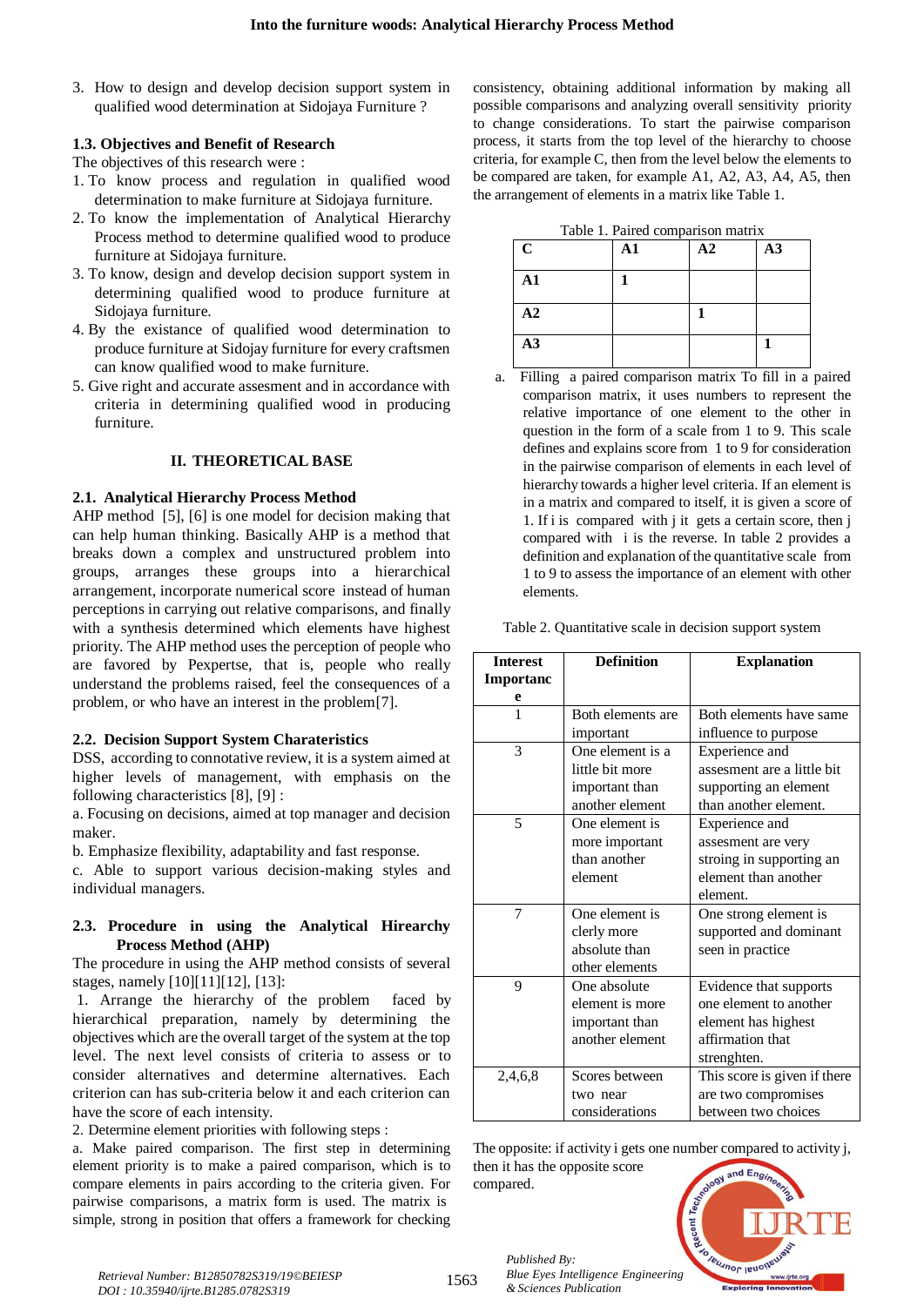3. How to design and develop decision support system in qualified wood determination at Sidojaya Furniture ?

### 1.3. Objectives and Benefit of Research

The objectives of this research were :

1. To know process and regulation in qualified wood determination to make furniture at Sidojaya furniture.
2. To know the implementation of Analytical Hierarchy Process method to determine qualified wood to produce furniture at Sidojaya furniture.
3. To know, design and develop decision support system in determining qualified wood to produce furniture at Sidojaya furniture.
4. By the existance of qualified wood determination to produce furniture at Sidojay furniture for every craftsmen can know qualified wood to make furniture.
5. Give right and accurate assessment and in accordance with criteria in determining qualified wood in producing furniture.

## II. THEORETICAL BASE

### 2.1. Analytical Hierarchy Process Method

AHP method [5], [6] is one model for decision making that can help human thinking. Basically AHP is a method that breaks down a complex and unstructured problem into groups, arranges these groups into a hierarchical arrangement, incorporate numerical score instead of human perceptions in carrying out relative comparisons, and finally with a synthesis determined which elements have highest priority. The AHP method uses the perception of people who are favored by Pexpertse, that is, people who really understand the problems raised, feel the consequences of a problem, or who have an interest in the problem[7].

### 2.2. Decision Support System Charateristics

DSS, according to connotative review, it is a system aimed at higher levels of management, with emphasis on the following characteristics [8], [9] :

a. Focusing on decisions, aimed at top manager and decision maker.

b. Emphasize flexibility, adaptability and fast response.

c. Able to support various decision-making styles and individual managers.

### 2.3. Procedure in using the Analytical Hirearchy Process Method (AHP)

The procedure in using the AHP method consists of several stages, namely [10][11][12], [13]:

1. Arrange the hierarchy of the problem faced by hierarchical preparation, namely by determining the objectives which are the overall target of the system at the top level. The next level consists of criteria to assess or to consider alternatives and determine alternatives. Each criterion can has sub-criteria below it and each criterion can have the score of each intensity.

2. Determine element priorities with following steps :

a. Make paired comparison. The first step in determining element priority is to make a paired comparison, which is to compare elements in pairs according to the criteria given. For pairwise comparisons, a matrix form is used. The matrix is simple, strong in position that offers a framework for checking consistency, obtaining additional information by making all possible comparisons and analyzing overall sensitivity priority to change considerations. To start the pairwise comparison process, it starts from the top level of the hierarchy to choose criteria, for example C, then from the level below the elements to be compared are taken, for example A1, A2, A3, A4, A5, then the arrangement of elements in a matrix like Table 1.

Table 1. Paired comparison matrix

| C | A1 | A2 | A3 |
|---|---|---|---|
| A1 | 1 | | |
| A2 | | 1 | |
| A3 | | | 1 |

a. Filling a paired comparison matrix To fill in a paired comparison matrix, it uses numbers to represent the relative importance of one element to the other in question in the form of a scale from 1 to 9. This scale defines and explains score from 1 to 9 for consideration in the pairwise comparison of elements in each level of hierarchy towards a higher level criteria. If an element is in a matrix and compared to itself, it is given a score of 1. If i is compared with j it gets a certain score, then j compared with i is the reverse. In table 2 provides a definition and explanation of the quantitative scale from 1 to 9 to assess the importance of an element with other elements.

Table 2. Quantitative scale in decision support system

| Interest Importance | Definition | Explanation |
|---|---|---|
| 1 | Both elements are important | Both elements have same influence to purpose |
| 3 | One element is a little bit more important than another element | Experience and assesment are a little bit supporting an element than another element. |
| 5 | One element is more important than another element | Experience and assesment are very stroing in supporting an element than another element. |
| 7 | One element is clerly more absolute than other elements | One strong element is supported and dominant seen in practice |
| 9 | One absolute element is more important than another element | Evidence that supports one element to another element has highest affirmation that strenghten. |
| 2,4,6,8 | Scores between two near considerations | This score is given if there are two compromises between two choices |

The opposite: if activity i gets one number compared to activity j, then it has the opposite score compared.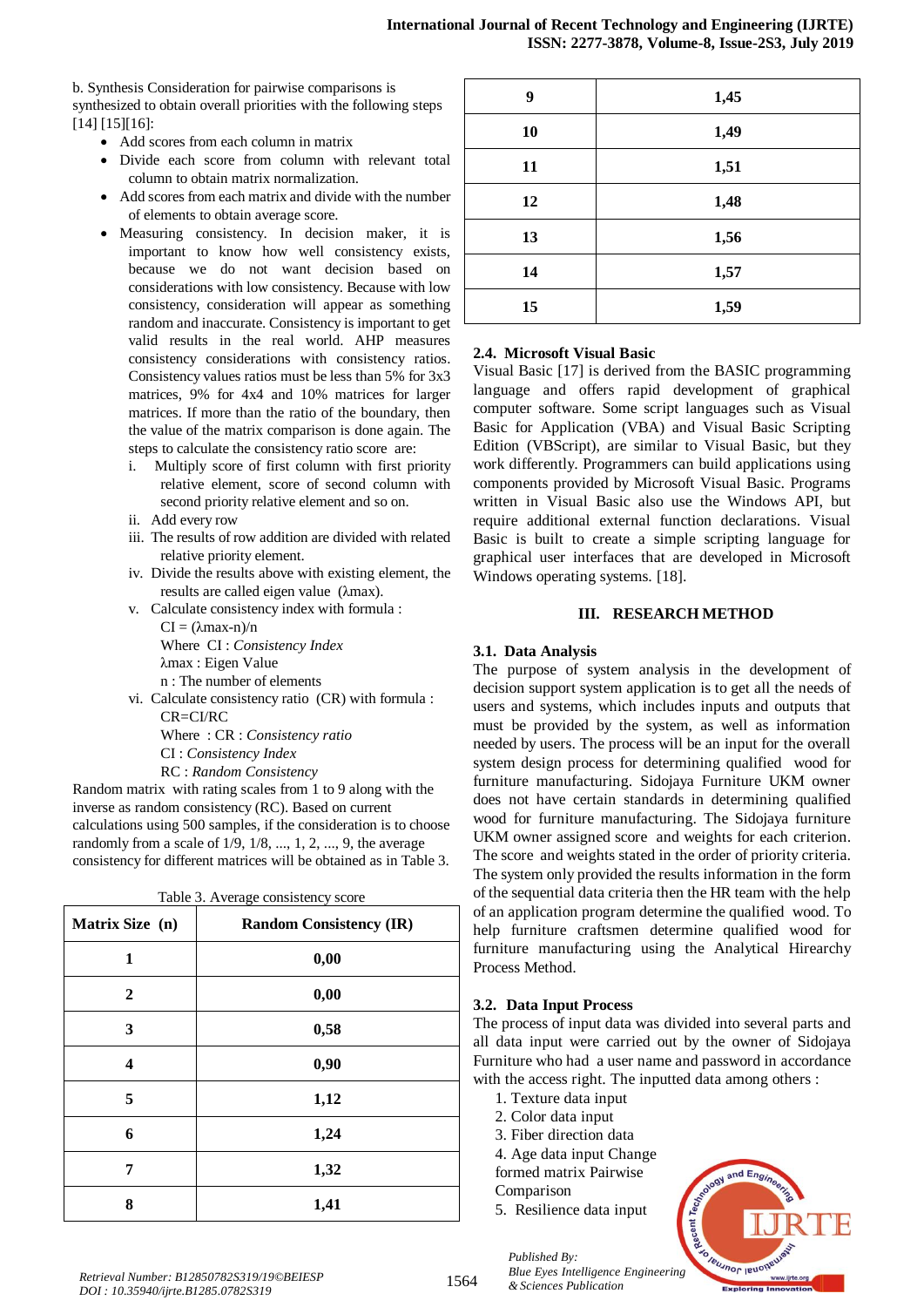b. Synthesis Consideration for pairwise comparisons is synthesized to obtain overall priorities with the following steps [14] [15][16]:

- Add scores from each column in matrix
- Divide each score from column with relevant total column to obtain matrix normalization.
- Add scores from each matrix and divide with the number of elements to obtain average score.
- Measuring consistency. In decision maker, it is important to know how well consistency exists, because we do not want decision based on considerations with low consistency. Because with low consistency, consideration will appear as something random and inaccurate. Consistency is important to get valid results in the real world. AHP measures consistency considerations with consistency ratios. Consistency values ratios must be less than 5% for 3x3 matrices, 9% for 4x4 and 10% matrices for larger matrices. If more than the ratio of the boundary, then the value of the matrix comparison is done again. The steps to calculate the consistency ratio score are:
  - i. Multiply score of first column with first priority relative element, score of second column with second priority relative element and so on.
  - ii. Add every row
  - iii. The results of row addition are divided with related relative priority element.
  - iv. Divide the results above with existing element, the results are called eigen value (λmax).
  - v. Calculate consistency index with formula :
    $CI = (\lambda max-n)/n$
    Where CI : *Consistency Index*
    λmax : Eigen Value
    n : The number of elements
  - vi. Calculate consistency ratio (CR) with formula :
    $CR=CI/RC$
    Where : CR : *Consistency ratio*
    CI : *Consistency Index*
    RC : *Random Consistency*

Random matrix with rating scales from 1 to 9 along with the inverse as random consistency (RC). Based on current calculations using 500 samples, if the consideration is to choose randomly from a scale of 1/9, 1/8, ..., 1, 2, ..., 9, the average consistency for different matrices will be obtained as in Table 3.

Table 3. Average consistency score

| Matrix Size (n) | Random Consistency (IR) |
|---|---|
| 1 | 0,00 |
| 2 | 0,00 |
| 3 | 0,58 |
| 4 | 0,90 |
| 5 | 1,12 |
| 6 | 1,24 |
| 7 | 1,32 |
| 8 | 1,41 |
| 9 | 1,45 |
| 10 | 1,49 |
| 11 | 1,51 |
| 12 | 1,48 |
| 13 | 1,56 |
| 14 | 1,57 |
| 15 | 1,59 |

### 2.4. Microsoft Visual Basic

Visual Basic [17] is derived from the BASIC programming language and offers rapid development of graphical computer software. Some script languages such as Visual Basic for Application (VBA) and Visual Basic Scripting Edition (VBScript), are similar to Visual Basic, but they work differently. Programmers can build applications using components provided by Microsoft Visual Basic. Programs written in Visual Basic also use the Windows API, but require additional external function declarations. Visual Basic is built to create a simple scripting language for graphical user interfaces that are developed in Microsoft Windows operating systems. [18].

## III. RESEARCH METHOD

### 3.1. Data Analysis

The purpose of system analysis in the development of decision support system application is to get all the needs of users and systems, which includes inputs and outputs that must be provided by the system, as well as information needed by users. The process will be an input for the overall system design process for determining qualified wood for furniture manufacturing. Sidojaya Furniture UKM owner does not have certain standards in determining qualified wood for furniture manufacturing. The Sidojaya furniture UKM owner assigned score and weights for each criterion. The score and weights stated in the order of priority criteria. The system only provided the results information in the form of the sequential data criteria then the HR team with the help of an application program determine the qualified wood. To help furniture craftsmen determine qualified wood for furniture manufacturing using the Analytical Hirearchy Process Method.

### 3.2. Data Input Process

The process of input data was divided into several parts and all data input were carried out by the owner of Sidojaya Furniture who had a user name and password in accordance with the access right. The inputted data among others :

1. Texture data input
2. Color data input
3. Fiber direction data
4. Age data input Change formed matrix Pairwise Comparison
5. Resilience data input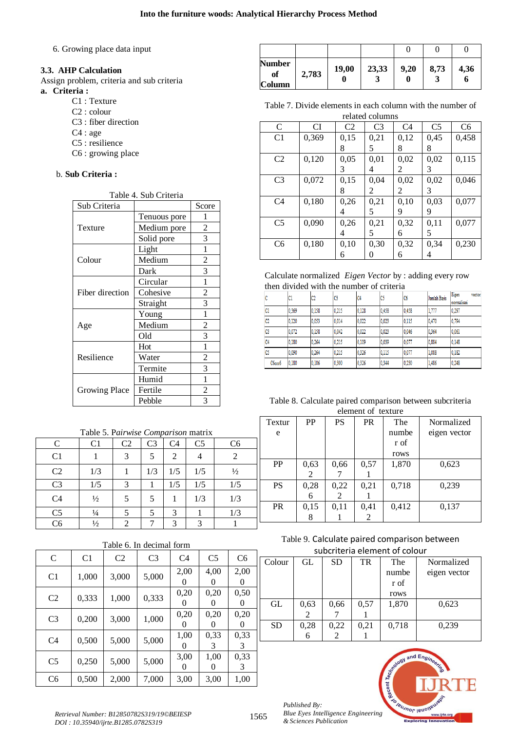6. Growing place data input

### 3.3. AHP Calculation

Assign problem, criteria and sub criteria

**a. Criteria :**

C1 : Texture
C2 : colour
C3 : fiber direction
C4 : age
C5 : resilience
C6 : growing place

b. **Sub Criteria :**

Table 4. Sub Criteria

| Sub Criteria | | Score |
|---|---|---|
| Texture | Tenuous pore | 1 |
| | Medium pore | 2 |
| | Solid pore | 3 |
| Colour | Light | 1 |
| | Medium | 2 |
| | Dark | 3 |
| Fiber direction | Circular | 1 |
| | Cohesive | 2 |
| | Straight | 3 |
| Age | Young | 1 |
| | Medium | 2 |
| | Old | 3 |
| Resilience | Hot | 1 |
| | Water | 2 |
| | Termite | 3 |
| Growing Place | Humid | 1 |
| | Fertile | 2 |
| | Pebble | 3 |

Table 5. P*airwise Comparison* matrix

| C | C1 | C2 | C3 | C4 | C5 | C6 |
|---|---|---|---|---|---|---|
| C1 | 1 | 3 | 5 | 2 | 4 | 2 |
| C2 | 1/3 | 1 | 1/3 | 1/5 | 1/5 | ½ |
| C3 | 1/5 | 3 | 1 | 1/5 | 1/5 | 1/5 |
| C4 | ½ | 5 | 5 | 1 | 1/3 | 1/3 |
| C5 | ¼ | 5 | 5 | 3 | 1 | 1/3 |
| C6 | ½ | 2 | 7 | 3 | 3 | 1 |

Table 6. In decimal form

| C | C1 | C2 | C3 | C4 | C5 | C6 |
|---|---|---|---|---|---|---|
| C1 | 1,000 | 3,000 | 5,000 | 2,000 | 4,000 | 2,000 |
| C2 | 0,333 | 1,000 | 0,333 | 0,200 | 0,200 | 0,500 |
| C3 | 0,200 | 3,000 | 1,000 | 0,200 | 0,200 | 0,200 |
| C4 | 0,500 | 5,000 | 5,000 | 1,000 | 0,333 | 0,333 |
| C5 | 0,250 | 5,000 | 5,000 | 3,000 | 1,000 | 0,333 |
| C6 | 0,500 | 2,000 | 7,000 | 3,00 | 3,00 | 1,00 |
| Number of Column | 2,783 | 19,000 | 23,333 | 9,200 | 8,733 | 4,366 |

Table 7. Divide elements in each column with the number of related columns

| C | CI | C2 | C3 | C4 | C5 | C6 |
|---|---|---|---|---|---|---|
| C1 | 0,369 | 0,158 | 0,215 | 0,128 | 0,458 | 0,458 |
| C2 | 0,120 | 0,053 | 0,014 | 0,022 | 0,023 | 0,115 |
| C3 | 0,072 | 0,158 | 0,042 | 0,022 | 0,023 | 0,046 |
| C4 | 0,180 | 0,264 | 0,215 | 0,109 | 0,039 | 0,077 |
| C5 | 0,090 | 0,264 | 0,215 | 0,326 | 0,115 | 0,077 |
| C6 | 0,180 | 0,106 | 0,300 | 0,326 | 0,344 | 0,230 |

Calculate normalized *Eigen Vector* by : adding every row then divided with the number of criteria

| C | C1 | C2 | C3 | C4 | C5 | C6 | Jumlah Baris | Eigen vector normalisasi |
|---|---|---|---|---|---|---|---|---|
| C1 | 0,369 | 0,158 | 0,215 | 0,128 | 0,458 | 0,458 | 1,777 | 0,297 |
| C2 | 0,120 | 0,053 | 0,014 | 0,022 | 0,023 | 0,115 | 0,470 | 0,794 |
| C3 | 0,072 | 0,158 | 0,042 | 0,022 | 0,023 | 0,046 | 0,364 | 0,061 |
| C4 | 0,180 | 0,264 | 0,215 | 0,109 | 0,039 | 0,077 | 0,884 | 0,148 |
| C5 | 0,090 | 0,264 | 0,215 | 0,326 | 0,115 | 0,077 | 1,088 | 0,182 |
| C6cc6 | 0,180 | 0,106 | 0,300 | 0,326 | 0,344 | 0,230 | 1,486 | 0,248 |

Table 8. Calculate paired comparison between subcriteria element of texture

| Texture | PP | PS | PR | The number of rows | Normalized eigen vector |
|---|---|---|---|---|---|
| PP | 0,632 | 0,667 | 0,571 | 1,870 | 0,623 |
| PS | 0,286 | 0,222 | 0,211 | 0,718 | 0,239 |
| PR | 0,158 | 0,111 | 0,412 | 0,412 | 0,137 |

Table 9. Calculate paired comparison between subcriteria element of colour

| Colour | GL | SD | TR | The number of rows | Normalized eigen vector |
|---|---|---|---|---|---|
| GL | 0,632 | 0,667 | 0,571 | 1,870 | 0,623 |
| SD | 0,286 | 0,222 | 0,211 | 0,718 | 0,239 |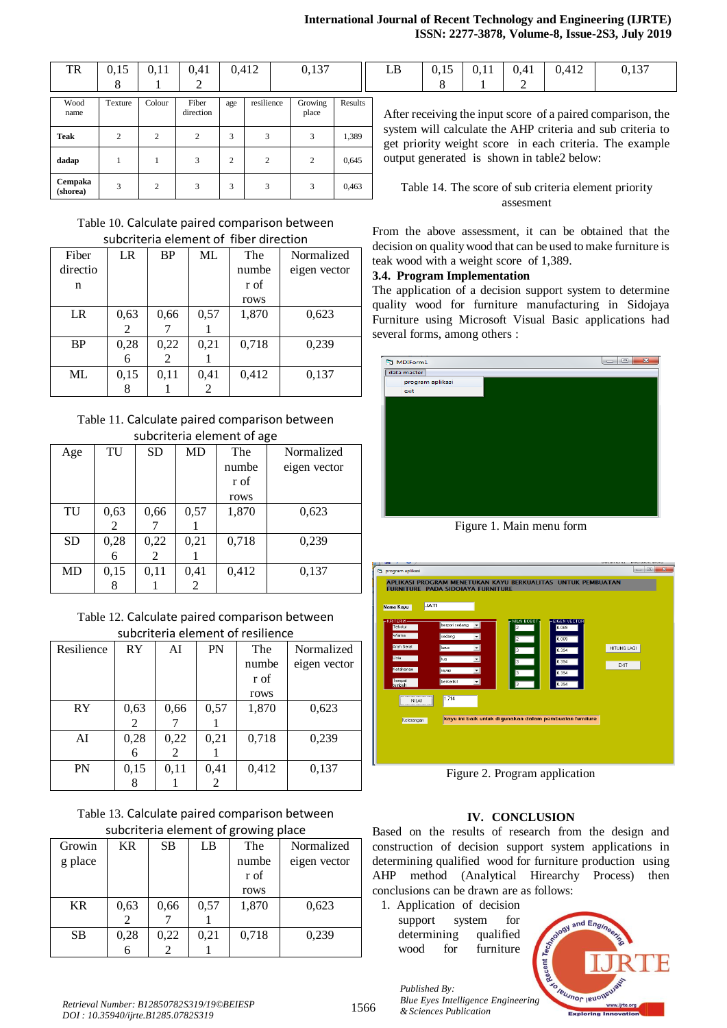| TR | 0,158 | 0,111 | 0,412 | 0,412 | 0,137 |
|---|---|---|---|---|---|

| Wood name | Texture | Colour | Fiber direction | age | resilience | Growing place | Results |
|---|---|---|---|---|---|---|---|
| **Teak** | 2 | 2 | 2 | 3 | 3 | 3 | 1,389 |
| **dadap** | 1 | 1 | 3 | 2 | 2 | 2 | 0,645 |
| **Cempaka (shorea)** | 3 | 2 | 3 | 3 | 3 | 3 | 0,463 |

Table 10. Calculate paired comparison between subcriteria element of fiber direction

| Fiber direction | LR | BP | ML | The number of rows | Normalized eigen vector |
|---|---|---|---|---|---|
| LR | 0,632 | 0,667 | 0,571 | 1,870 | 0,623 |
| BP | 0,286 | 0,222 | 0,211 | 0,718 | 0,239 |
| ML | 0,158 | 0,111 | 0,412 | 0,412 | 0,137 |

Table 11. Calculate paired comparison between subcriteria element of age

| Age | TU | SD | MD | The number of rows | Normalized eigen vector |
|---|---|---|---|---|---|
| TU | 0,632 | 0,667 | 0,571 | 1,870 | 0,623 |
| SD | 0,286 | 0,222 | 0,211 | 0,718 | 0,239 |
| MD | 0,158 | 0,111 | 0,412 | 0,412 | 0,137 |

Table 12. Calculate paired comparison between subcriteria element of resilience

| Resilience | RY | AI | PN | The number of rows | Normalized eigen vector |
|---|---|---|---|---|---|
| RY | 0,632 | 0,667 | 0,571 | 1,870 | 0,623 |
| AI | 0,286 | 0,222 | 0,211 | 0,718 | 0,239 |
| PN | 0,158 | 0,111 | 0,412 | 0,412 | 0,137 |

Table 13. Calculate paired comparison between subcriteria element of growing place

| Growing place | KR | SB | LB | The number of rows | Normalized eigen vector |
|---|---|---|---|---|---|
| KR | 0,632 | 0,667 | 0,571 | 1,870 | 0,623 |
| SB | 0,286 | 0,222 | 0,211 | 0,718 | 0,239 |
| LB | 0,158 | 0,111 | 0,412 | 0,412 | 0,137 |

After receiving the input score of a paired comparison, the system will calculate the AHP criteria and sub criteria to get priority weight score in each criteria. The example output generated is shown in table2 below:

Table 14. The score of sub criteria element priority assesment

From the above assessment, it can be obtained that the decision on quality wood that can be used to make furniture is teak wood with a weight score of 1,389.

### 3.4. Program Implementation

The application of a decision support system to determine quality wood for furniture manufacturing in Sidojaya Furniture using Microsoft Visual Basic applications had several forms, among others :

Figure 1. Main menu form

Figure 2. Program application

## IV. CONCLUSION

Based on the results of research from the design and construction of decision support system applications in determining qualified wood for furniture production using AHP method (Analytical Hirearchy Process) then conclusions can be drawn are as follows:

1. Application of decision support system for determining qualified wood for furniture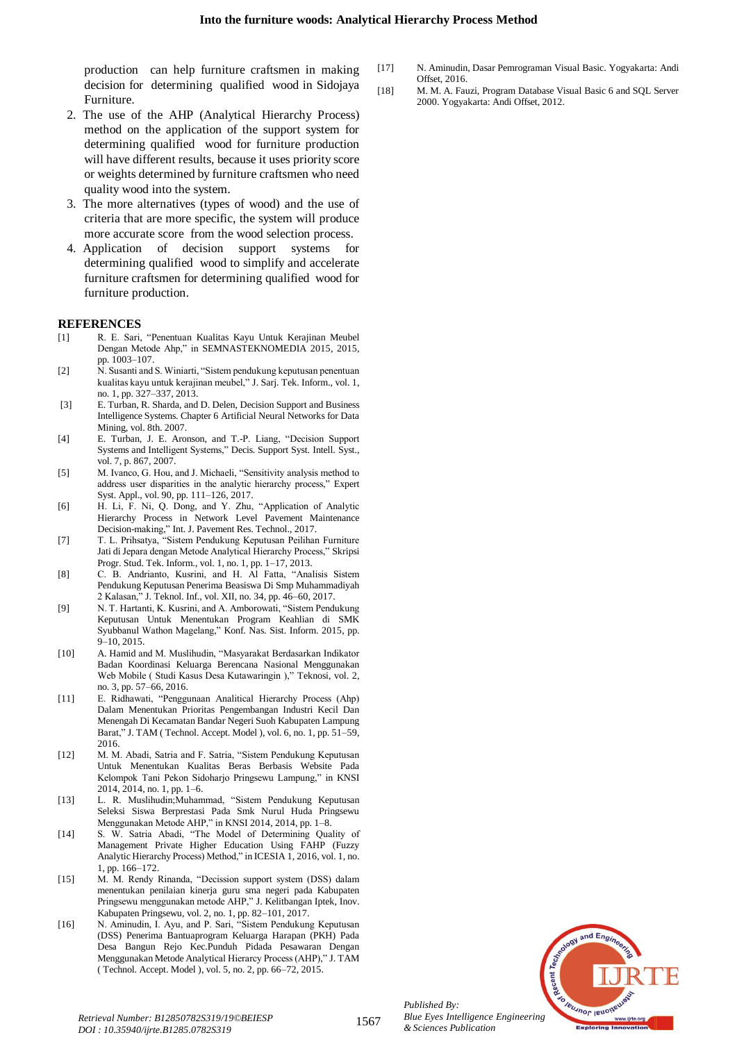production can help furniture craftsmen in making decision for determining qualified wood in Sidojaya Furniture.

2. The use of the AHP (Analytical Hierarchy Process) method on the application of the support system for determining qualified wood for furniture production will have different results, because it uses priority score or weights determined by furniture craftsmen who need quality wood into the system.
3. The more alternatives (types of wood) and the use of criteria that are more specific, the system will produce more accurate score from the wood selection process.
4. Application of decision support systems for determining qualified wood to simplify and accelerate furniture craftsmen for determining qualified wood for furniture production.

## REFERENCES

[1] R. E. Sari, "Penentuan Kualitas Kayu Untuk Kerajinan Meubel Dengan Metode Ahp," in SEMNASTEKNOMEDIA 2015, 2015, pp. 1003–107.

[2] N. Susanti and S. Winiarti, "Sistem pendukung keputusan penentuan kualitas kayu untuk kerajinan meubel," J. Sarj. Tek. Inform., vol. 1, no. 1, pp. 327–337, 2013.

[3] E. Turban, R. Sharda, and D. Delen, Decision Support and Business Intelligence Systems. Chapter 6 Artificial Neural Networks for Data Mining, vol. 8th. 2007.

[4] E. Turban, J. E. Aronson, and T.-P. Liang, "Decision Support Systems and Intelligent Systems," Decis. Support Syst. Intell. Syst., vol. 7, p. 867, 2007.

[5] M. Ivanco, G. Hou, and J. Michaeli, "Sensitivity analysis method to address user disparities in the analytic hierarchy process," Expert Syst. Appl., vol. 90, pp. 111–126, 2017.

[6] H. Li, F. Ni, Q. Dong, and Y. Zhu, "Application of Analytic Hierarchy Process in Network Level Pavement Maintenance Decision-making," Int. J. Pavement Res. Technol., 2017.

[7] T. L. Prihsatya, "Sistem Pendukung Keputusan Peilihan Furniture Jati di Jepara dengan Metode Analytical Hierarchy Process," Skripsi Progr. Stud. Tek. Inform., vol. 1, no. 1, pp. 1–17, 2013.

[8] C. B. Andrianto, Kusrini, and H. Al Fatta, "Analisis Sistem Pendukung Keputusan Penerima Beasiswa Di Smp Muhammadiyah 2 Kalasan," J. Teknol. Inf., vol. XII, no. 34, pp. 46–60, 2017.

[9] N. T. Hartanti, K. Kusrini, and A. Amborowati, "Sistem Pendukung Keputusan Untuk Menentukan Program Keahlian di SMK Syubbanul Wathon Magelang," Konf. Nas. Sist. Inform. 2015, pp. 9–10, 2015.

[10] A. Hamid and M. Muslihudin, "Masyarakat Berdasarkan Indikator Badan Koordinasi Keluarga Berencana Nasional Menggunakan Web Mobile ( Studi Kasus Desa Kutawaringin )," Teknosi, vol. 2, no. 3, pp. 57–66, 2016.

[11] E. Ridhawati, "Penggunaan Analitical Hierarchy Process (Ahp) Dalam Menentukan Prioritas Pengembangan Industri Kecil Dan Menengah Di Kecamatan Bandar Negeri Suoh Kabupaten Lampung Barat," J. TAM ( Technol. Accept. Model ), vol. 6, no. 1, pp. 51–59, 2016.

[12] M. M. Abadi, Satria and F. Satria, "Sistem Pendukung Keputusan Untuk Menentukan Kualitas Beras Berbasis Website Pada Kelompok Tani Pekon Sidoharjo Pringsewu Lampung," in KNSI 2014, 2014, no. 1, pp. 1–6.

[13] L. R. Muslihudin;Muhammad, "Sistem Pendukung Keputusan Seleksi Siswa Berprestasi Pada Smk Nurul Huda Pringsewu Menggunakan Metode AHP," in KNSI 2014, 2014, pp. 1–8.

[14] S. W. Satria Abadi, "The Model of Determining Quality of Management Private Higher Education Using FAHP (Fuzzy Analytic Hierarchy Process) Method," in ICESIA 1, 2016, vol. 1, no. 1, pp. 166–172.

[15] M. M. Rendy Rinanda, "Decission support system (DSS) dalam menentukan penilaian kinerja guru sma negeri pada Kabupaten Pringsewu menggunakan metode AHP," J. Kelitbangan Iptek, Inov. Kabupaten Pringsewu, vol. 2, no. 1, pp. 82–101, 2017.

[16] N. Aminudin, I. Ayu, and P. Sari, "Sistem Pendukung Keputusan (DSS) Penerima Bantuaprogram Keluarga Harapan (PKH) Pada Desa Bangun Rejo Kec.Punduh Pidada Pesawaran Dengan Menggunakan Metode Analytical Hierarcy Process (AHP)," J. TAM ( Technol. Accept. Model ), vol. 5, no. 2, pp. 66–72, 2015.

[17] N. Aminudin, Dasar Pemrograman Visual Basic. Yogyakarta: Andi Offset, 2016.

[18] M. M. A. Fauzi, Program Database Visual Basic 6 and SQL Server 2000. Yogyakarta: Andi Offset, 2012.